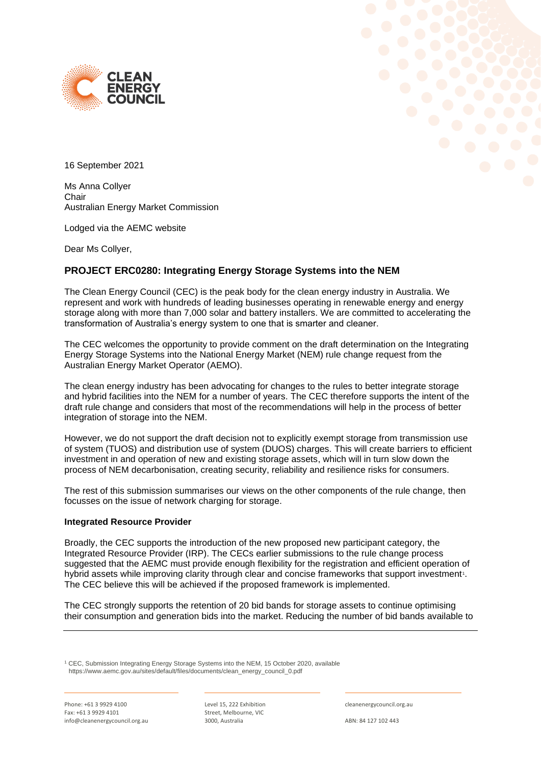16 September 2021

Ms Anna Collyer
Chair
Australian Energy Market Commission

Lodged via the AEMC website

Dear Ms Collyer,

## PROJECT ERC0280: Integrating Energy Storage Systems into the NEM

The Clean Energy Council (CEC) is the peak body for the clean energy industry in Australia. We represent and work with hundreds of leading businesses operating in renewable energy and energy storage along with more than 7,000 solar and battery installers. We are committed to accelerating the transformation of Australia's energy system to one that is smarter and cleaner.

The CEC welcomes the opportunity to provide comment on the draft determination on the Integrating Energy Storage Systems into the National Energy Market (NEM) rule change request from the Australian Energy Market Operator (AEMO).

The clean energy industry has been advocating for changes to the rules to better integrate storage and hybrid facilities into the NEM for a number of years. The CEC therefore supports the intent of the draft rule change and considers that most of the recommendations will help in the process of better integration of storage into the NEM.

However, we do not support the draft decision not to explicitly exempt storage from transmission use of system (TUOS) and distribution use of system (DUOS) charges. This will create barriers to efficient investment in and operation of new and existing storage assets, which will in turn slow down the process of NEM decarbonisation, creating security, reliability and resilience risks for consumers.

The rest of this submission summarises our views on the other components of the rule change, then focusses on the issue of network charging for storage.

**Integrated Resource Provider**

Broadly, the CEC supports the introduction of the new proposed new participant category, the Integrated Resource Provider (IRP). The CECs earlier submissions to the rule change process suggested that the AEMC must provide enough flexibility for the registration and efficient operation of hybrid assets while improving clarity through clear and concise frameworks that support investment[1]. The CEC believe this will be achieved if the proposed framework is implemented.

The CEC strongly supports the retention of 20 bid bands for storage assets to continue optimising their consumption and generation bids into the market. Reducing the number of bid bands available to

[1] CEC, Submission Integrating Energy Storage Systems into the NEM, 15 October 2020, available https://www.aemc.gov.au/sites/default/files/documents/clean_energy_council_0.pdf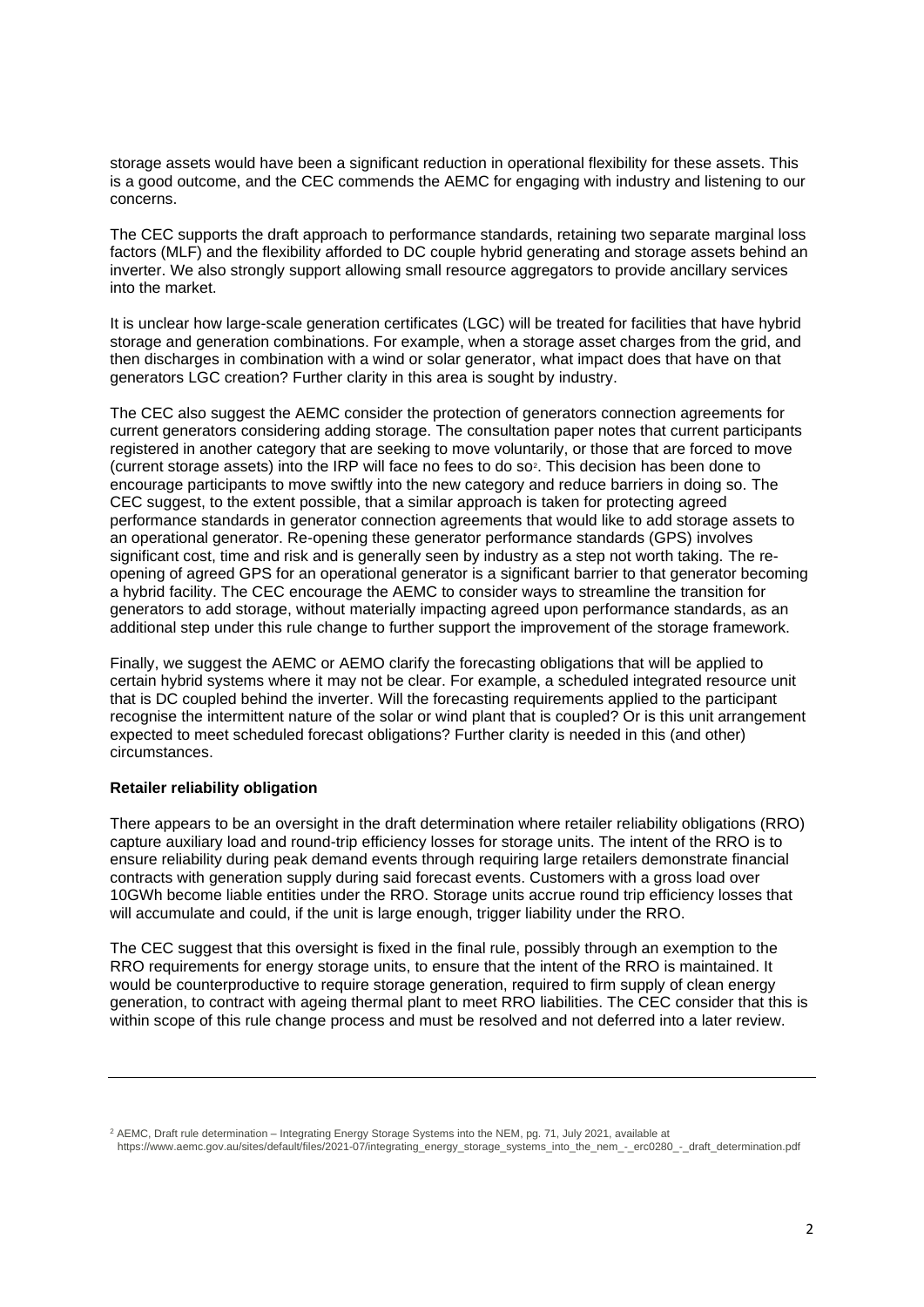storage assets would have been a significant reduction in operational flexibility for these assets. This is a good outcome, and the CEC commends the AEMC for engaging with industry and listening to our concerns.

The CEC supports the draft approach to performance standards, retaining two separate marginal loss factors (MLF) and the flexibility afforded to DC couple hybrid generating and storage assets behind an inverter. We also strongly support allowing small resource aggregators to provide ancillary services into the market.

It is unclear how large-scale generation certificates (LGC) will be treated for facilities that have hybrid storage and generation combinations. For example, when a storage asset charges from the grid, and then discharges in combination with a wind or solar generator, what impact does that have on that generators LGC creation? Further clarity in this area is sought by industry.

The CEC also suggest the AEMC consider the protection of generators connection agreements for current generators considering adding storage. The consultation paper notes that current participants registered in another category that are seeking to move voluntarily, or those that are forced to move (current storage assets) into the IRP will face no fees to do so[2]. This decision has been done to encourage participants to move swiftly into the new category and reduce barriers in doing so. The CEC suggest, to the extent possible, that a similar approach is taken for protecting agreed performance standards in generator connection agreements that would like to add storage assets to an operational generator. Re-opening these generator performance standards (GPS) involves significant cost, time and risk and is generally seen by industry as a step not worth taking. The re-opening of agreed GPS for an operational generator is a significant barrier to that generator becoming a hybrid facility. The CEC encourage the AEMC to consider ways to streamline the transition for generators to add storage, without materially impacting agreed upon performance standards, as an additional step under this rule change to further support the improvement of the storage framework.

Finally, we suggest the AEMC or AEMO clarify the forecasting obligations that will be applied to certain hybrid systems where it may not be clear. For example, a scheduled integrated resource unit that is DC coupled behind the inverter. Will the forecasting requirements applied to the participant recognise the intermittent nature of the solar or wind plant that is coupled? Or is this unit arrangement expected to meet scheduled forecast obligations? Further clarity is needed in this (and other) circumstances.

**Retailer reliability obligation**

There appears to be an oversight in the draft determination where retailer reliability obligations (RRO) capture auxiliary load and round-trip efficiency losses for storage units. The intent of the RRO is to ensure reliability during peak demand events through requiring large retailers demonstrate financial contracts with generation supply during said forecast events. Customers with a gross load over 10GWh become liable entities under the RRO. Storage units accrue round trip efficiency losses that will accumulate and could, if the unit is large enough, trigger liability under the RRO.

The CEC suggest that this oversight is fixed in the final rule, possibly through an exemption to the RRO requirements for energy storage units, to ensure that the intent of the RRO is maintained. It would be counterproductive to require storage generation, required to firm supply of clean energy generation, to contract with ageing thermal plant to meet RRO liabilities. The CEC consider that this is within scope of this rule change process and must be resolved and not deferred into a later review.

---

[2] AEMC, Draft rule determination – Integrating Energy Storage Systems into the NEM, pg. 71, July 2021, available at https://www.aemc.gov.au/sites/default/files/2021-07/integrating_energy_storage_systems_into_the_nem_-_erc0280_-_draft_determination.pdf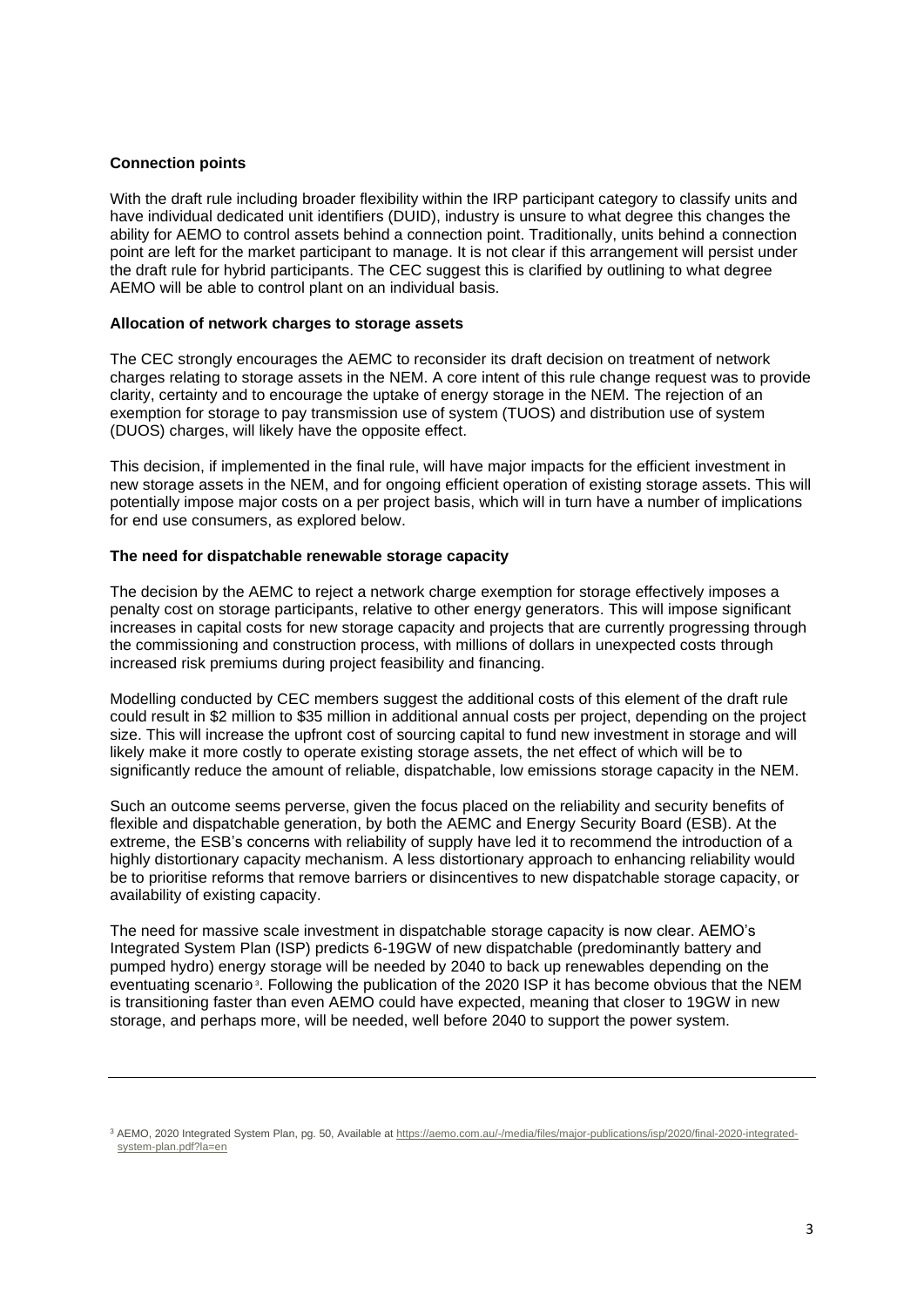**Connection points**

With the draft rule including broader flexibility within the IRP participant category to classify units and have individual dedicated unit identifiers (DUID), industry is unsure to what degree this changes the ability for AEMO to control assets behind a connection point. Traditionally, units behind a connection point are left for the market participant to manage. It is not clear if this arrangement will persist under the draft rule for hybrid participants. The CEC suggest this is clarified by outlining to what degree AEMO will be able to control plant on an individual basis.

**Allocation of network charges to storage assets**

The CEC strongly encourages the AEMC to reconsider its draft decision on treatment of network charges relating to storage assets in the NEM. A core intent of this rule change request was to provide clarity, certainty and to encourage the uptake of energy storage in the NEM. The rejection of an exemption for storage to pay transmission use of system (TUOS) and distribution use of system (DUOS) charges, will likely have the opposite effect.

This decision, if implemented in the final rule, will have major impacts for the efficient investment in new storage assets in the NEM, and for ongoing efficient operation of existing storage assets. This will potentially impose major costs on a per project basis, which will in turn have a number of implications for end use consumers, as explored below.

**The need for dispatchable renewable storage capacity**

The decision by the AEMC to reject a network charge exemption for storage effectively imposes a penalty cost on storage participants, relative to other energy generators. This will impose significant increases in capital costs for new storage capacity and projects that are currently progressing through the commissioning and construction process, with millions of dollars in unexpected costs through increased risk premiums during project feasibility and financing.

Modelling conducted by CEC members suggest the additional costs of this element of the draft rule could result in \$2 million to \$35 million in additional annual costs per project, depending on the project size. This will increase the upfront cost of sourcing capital to fund new investment in storage and will likely make it more costly to operate existing storage assets, the net effect of which will be to significantly reduce the amount of reliable, dispatchable, low emissions storage capacity in the NEM.

Such an outcome seems perverse, given the focus placed on the reliability and security benefits of flexible and dispatchable generation, by both the AEMC and Energy Security Board (ESB). At the extreme, the ESB's concerns with reliability of supply have led it to recommend the introduction of a highly distortionary capacity mechanism. A less distortionary approach to enhancing reliability would be to prioritise reforms that remove barriers or disincentives to new dispatchable storage capacity, or availability of existing capacity.

The need for massive scale investment in dispatchable storage capacity is now clear. AEMO's Integrated System Plan (ISP) predicts 6-19GW of new dispatchable (predominantly battery and pumped hydro) energy storage will be needed by 2040 to back up renewables depending on the eventuating scenario[3]. Following the publication of the 2020 ISP it has become obvious that the NEM is transitioning faster than even AEMO could have expected, meaning that closer to 19GW in new storage, and perhaps more, will be needed, well before 2040 to support the power system.

---

[3] AEMO, 2020 Integrated System Plan, pg. 50, Available at https://aemo.com.au/-/media/files/major-publications/isp/2020/final-2020-integrated-system-plan.pdf?la=en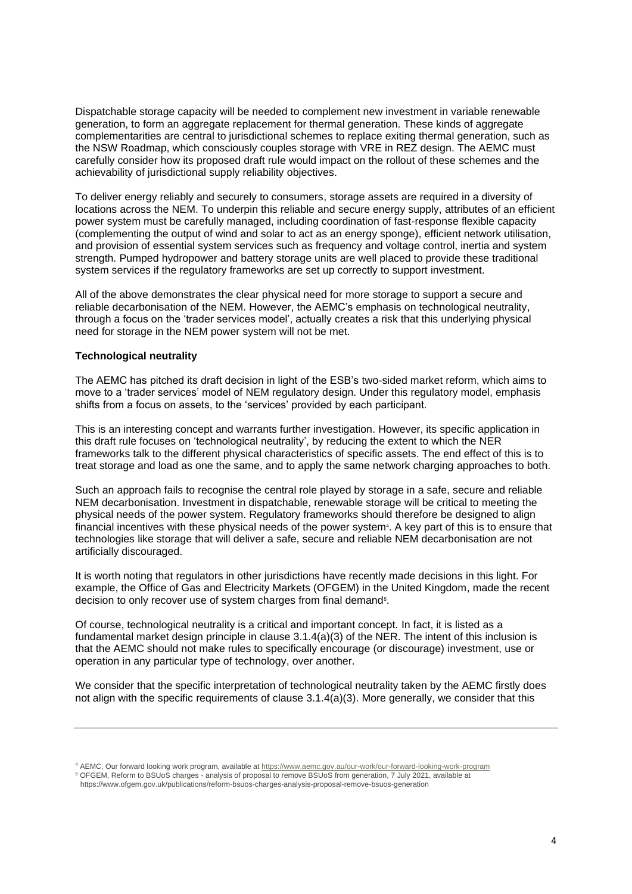Dispatchable storage capacity will be needed to complement new investment in variable renewable generation, to form an aggregate replacement for thermal generation. These kinds of aggregate complementarities are central to jurisdictional schemes to replace exiting thermal generation, such as the NSW Roadmap, which consciously couples storage with VRE in REZ design. The AEMC must carefully consider how its proposed draft rule would impact on the rollout of these schemes and the achievability of jurisdictional supply reliability objectives.

To deliver energy reliably and securely to consumers, storage assets are required in a diversity of locations across the NEM. To underpin this reliable and secure energy supply, attributes of an efficient power system must be carefully managed, including coordination of fast-response flexible capacity (complementing the output of wind and solar to act as an energy sponge), efficient network utilisation, and provision of essential system services such as frequency and voltage control, inertia and system strength. Pumped hydropower and battery storage units are well placed to provide these traditional system services if the regulatory frameworks are set up correctly to support investment.

All of the above demonstrates the clear physical need for more storage to support a secure and reliable decarbonisation of the NEM. However, the AEMC's emphasis on technological neutrality, through a focus on the 'trader services model', actually creates a risk that this underlying physical need for storage in the NEM power system will not be met.

**Technological neutrality**

The AEMC has pitched its draft decision in light of the ESB's two-sided market reform, which aims to move to a 'trader services' model of NEM regulatory design. Under this regulatory model, emphasis shifts from a focus on assets, to the 'services' provided by each participant.

This is an interesting concept and warrants further investigation. However, its specific application in this draft rule focuses on 'technological neutrality', by reducing the extent to which the NER frameworks talk to the different physical characteristics of specific assets. The end effect of this is to treat storage and load as one the same, and to apply the same network charging approaches to both.

Such an approach fails to recognise the central role played by storage in a safe, secure and reliable NEM decarbonisation. Investment in dispatchable, renewable storage will be critical to meeting the physical needs of the power system. Regulatory frameworks should therefore be designed to align financial incentives with these physical needs of the power system[4]. A key part of this is to ensure that technologies like storage that will deliver a safe, secure and reliable NEM decarbonisation are not artificially discouraged.

It is worth noting that regulators in other jurisdictions have recently made decisions in this light. For example, the Office of Gas and Electricity Markets (OFGEM) in the United Kingdom, made the recent decision to only recover use of system charges from final demand[5].

Of course, technological neutrality is a critical and important concept. In fact, it is listed as a fundamental market design principle in clause 3.1.4(a)(3) of the NER. The intent of this inclusion is that the AEMC should not make rules to specifically encourage (or discourage) investment, use or operation in any particular type of technology, over another.

We consider that the specific interpretation of technological neutrality taken by the AEMC firstly does not align with the specific requirements of clause 3.1.4(a)(3). More generally, we consider that this

---

[4] AEMC, Our forward looking work program, available at https://www.aemc.gov.au/our-work/our-forward-looking-work-program

[5] OFGEM, Reform to BSUoS charges - analysis of proposal to remove BSUoS from generation, 7 July 2021, available at https://www.ofgem.gov.uk/publications/reform-bsuos-charges-analysis-proposal-remove-bsuos-generation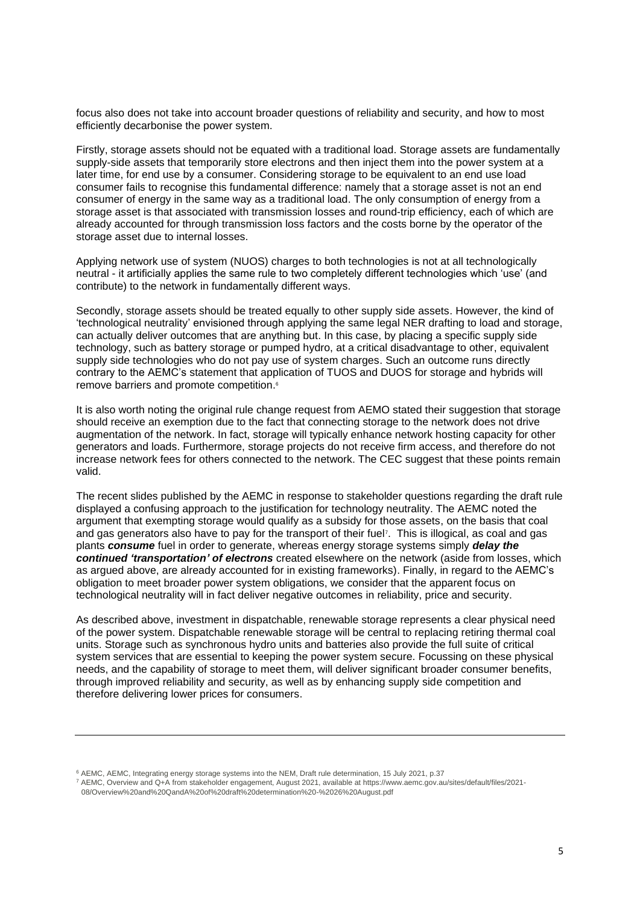focus also does not take into account broader questions of reliability and security, and how to most efficiently decarbonise the power system.

Firstly, storage assets should not be equated with a traditional load. Storage assets are fundamentally supply-side assets that temporarily store electrons and then inject them into the power system at a later time, for end use by a consumer. Considering storage to be equivalent to an end use load consumer fails to recognise this fundamental difference: namely that a storage asset is not an end consumer of energy in the same way as a traditional load. The only consumption of energy from a storage asset is that associated with transmission losses and round-trip efficiency, each of which are already accounted for through transmission loss factors and the costs borne by the operator of the storage asset due to internal losses.

Applying network use of system (NUOS) charges to both technologies is not at all technologically neutral - it artificially applies the same rule to two completely different technologies which 'use' (and contribute) to the network in fundamentally different ways.

Secondly, storage assets should be treated equally to other supply side assets. However, the kind of 'technological neutrality' envisioned through applying the same legal NER drafting to load and storage, can actually deliver outcomes that are anything but. In this case, by placing a specific supply side technology, such as battery storage or pumped hydro, at a critical disadvantage to other, equivalent supply side technologies who do not pay use of system charges. Such an outcome runs directly contrary to the AEMC's statement that application of TUOS and DUOS for storage and hybrids will remove barriers and promote competition.[6]

It is also worth noting the original rule change request from AEMO stated their suggestion that storage should receive an exemption due to the fact that connecting storage to the network does not drive augmentation of the network. In fact, storage will typically enhance network hosting capacity for other generators and loads. Furthermore, storage projects do not receive firm access, and therefore do not increase network fees for others connected to the network. The CEC suggest that these points remain valid.

The recent slides published by the AEMC in response to stakeholder questions regarding the draft rule displayed a confusing approach to the justification for technology neutrality. The AEMC noted the argument that exempting storage would qualify as a subsidy for those assets, on the basis that coal and gas generators also have to pay for the transport of their fuel[7]. This is illogical, as coal and gas plants ***consume*** fuel in order to generate, whereas energy storage systems simply ***delay the continued 'transportation' of electrons*** created elsewhere on the network (aside from losses, which as argued above, are already accounted for in existing frameworks). Finally, in regard to the AEMC's obligation to meet broader power system obligations, we consider that the apparent focus on technological neutrality will in fact deliver negative outcomes in reliability, price and security.

As described above, investment in dispatchable, renewable storage represents a clear physical need of the power system. Dispatchable renewable storage will be central to replacing retiring thermal coal units. Storage such as synchronous hydro units and batteries also provide the full suite of critical system services that are essential to keeping the power system secure. Focussing on these physical needs, and the capability of storage to meet them, will deliver significant broader consumer benefits, through improved reliability and security, as well as by enhancing supply side competition and therefore delivering lower prices for consumers.

---

[6] AEMC, AEMC, Integrating energy storage systems into the NEM, Draft rule determination, 15 July 2021, p.37

[7] AEMC, Overview and Q+A from stakeholder engagement, August 2021, available at https://www.aemc.gov.au/sites/default/files/2021-08/Overview%20and%20QandA%20of%20draft%20determination%20-%2026%20August.pdf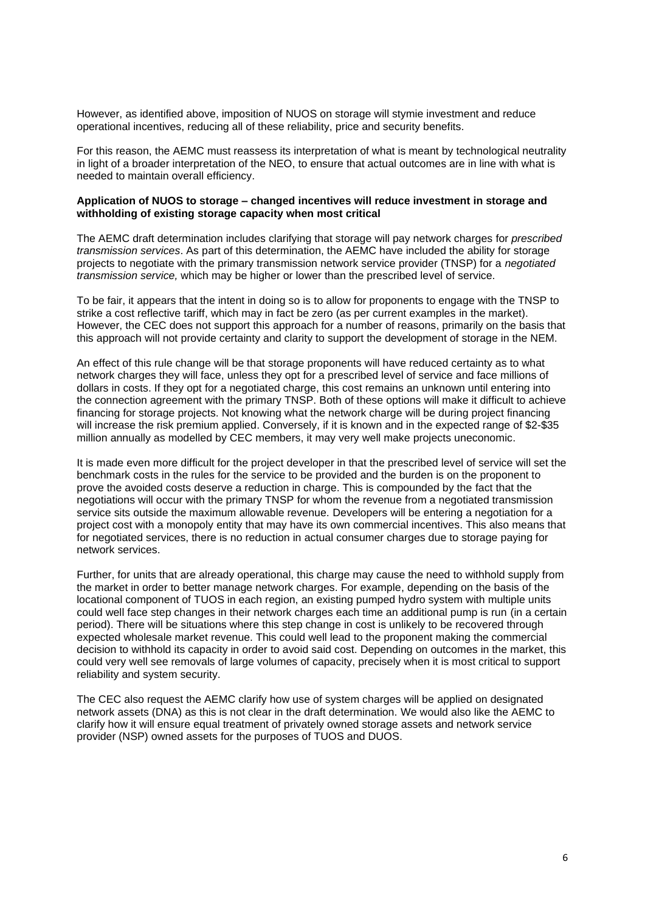However, as identified above, imposition of NUOS on storage will stymie investment and reduce operational incentives, reducing all of these reliability, price and security benefits.

For this reason, the AEMC must reassess its interpretation of what is meant by technological neutrality in light of a broader interpretation of the NEO, to ensure that actual outcomes are in line with what is needed to maintain overall efficiency.

**Application of NUOS to storage – changed incentives will reduce investment in storage and withholding of existing storage capacity when most critical**

The AEMC draft determination includes clarifying that storage will pay network charges for *prescribed transmission services*. As part of this determination, the AEMC have included the ability for storage projects to negotiate with the primary transmission network service provider (TNSP) for a *negotiated transmission service,* which may be higher or lower than the prescribed level of service.

To be fair, it appears that the intent in doing so is to allow for proponents to engage with the TNSP to strike a cost reflective tariff, which may in fact be zero (as per current examples in the market). However, the CEC does not support this approach for a number of reasons, primarily on the basis that this approach will not provide certainty and clarity to support the development of storage in the NEM.

An effect of this rule change will be that storage proponents will have reduced certainty as to what network charges they will face, unless they opt for a prescribed level of service and face millions of dollars in costs. If they opt for a negotiated charge, this cost remains an unknown until entering into the connection agreement with the primary TNSP. Both of these options will make it difficult to achieve financing for storage projects. Not knowing what the network charge will be during project financing will increase the risk premium applied. Conversely, if it is known and in the expected range of $2-$35 million annually as modelled by CEC members, it may very well make projects uneconomic.

It is made even more difficult for the project developer in that the prescribed level of service will set the benchmark costs in the rules for the service to be provided and the burden is on the proponent to prove the avoided costs deserve a reduction in charge. This is compounded by the fact that the negotiations will occur with the primary TNSP for whom the revenue from a negotiated transmission service sits outside the maximum allowable revenue. Developers will be entering a negotiation for a project cost with a monopoly entity that may have its own commercial incentives. This also means that for negotiated services, there is no reduction in actual consumer charges due to storage paying for network services.

Further, for units that are already operational, this charge may cause the need to withhold supply from the market in order to better manage network charges. For example, depending on the basis of the locational component of TUOS in each region, an existing pumped hydro system with multiple units could well face step changes in their network charges each time an additional pump is run (in a certain period). There will be situations where this step change in cost is unlikely to be recovered through expected wholesale market revenue. This could well lead to the proponent making the commercial decision to withhold its capacity in order to avoid said cost. Depending on outcomes in the market, this could very well see removals of large volumes of capacity, precisely when it is most critical to support reliability and system security.

The CEC also request the AEMC clarify how use of system charges will be applied on designated network assets (DNA) as this is not clear in the draft determination. We would also like the AEMC to clarify how it will ensure equal treatment of privately owned storage assets and network service provider (NSP) owned assets for the purposes of TUOS and DUOS.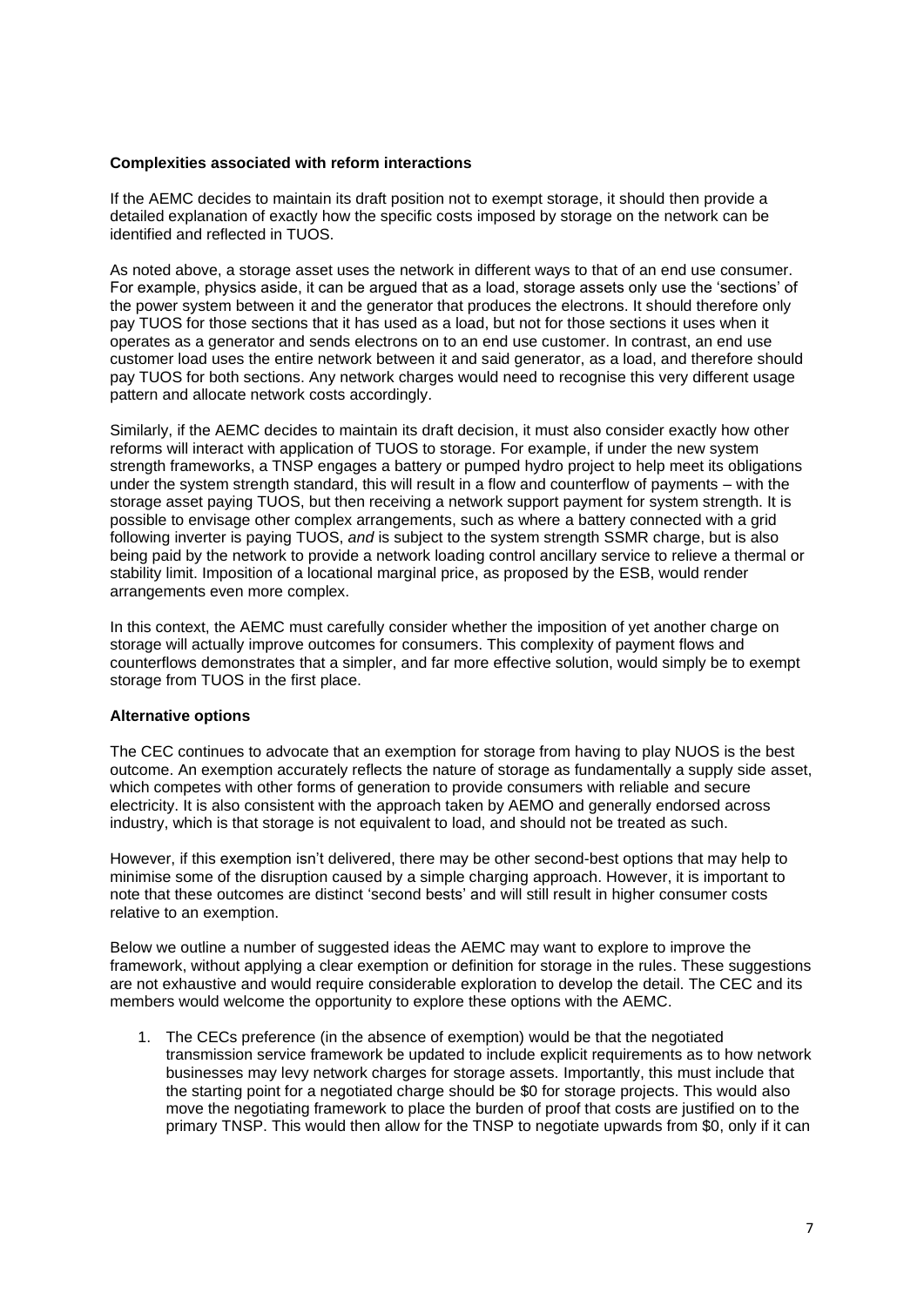**Complexities associated with reform interactions**

If the AEMC decides to maintain its draft position not to exempt storage, it should then provide a detailed explanation of exactly how the specific costs imposed by storage on the network can be identified and reflected in TUOS.

As noted above, a storage asset uses the network in different ways to that of an end use consumer. For example, physics aside, it can be argued that as a load, storage assets only use the 'sections' of the power system between it and the generator that produces the electrons. It should therefore only pay TUOS for those sections that it has used as a load, but not for those sections it uses when it operates as a generator and sends electrons on to an end use customer. In contrast, an end use customer load uses the entire network between it and said generator, as a load, and therefore should pay TUOS for both sections. Any network charges would need to recognise this very different usage pattern and allocate network costs accordingly.

Similarly, if the AEMC decides to maintain its draft decision, it must also consider exactly how other reforms will interact with application of TUOS to storage. For example, if under the new system strength frameworks, a TNSP engages a battery or pumped hydro project to help meet its obligations under the system strength standard, this will result in a flow and counterflow of payments – with the storage asset paying TUOS, but then receiving a network support payment for system strength. It is possible to envisage other complex arrangements, such as where a battery connected with a grid following inverter is paying TUOS, *and* is subject to the system strength SSMR charge, but is also being paid by the network to provide a network loading control ancillary service to relieve a thermal or stability limit. Imposition of a locational marginal price, as proposed by the ESB, would render arrangements even more complex.

In this context, the AEMC must carefully consider whether the imposition of yet another charge on storage will actually improve outcomes for consumers. This complexity of payment flows and counterflows demonstrates that a simpler, and far more effective solution, would simply be to exempt storage from TUOS in the first place.

**Alternative options**

The CEC continues to advocate that an exemption for storage from having to play NUOS is the best outcome. An exemption accurately reflects the nature of storage as fundamentally a supply side asset, which competes with other forms of generation to provide consumers with reliable and secure electricity. It is also consistent with the approach taken by AEMO and generally endorsed across industry, which is that storage is not equivalent to load, and should not be treated as such.

However, if this exemption isn't delivered, there may be other second-best options that may help to minimise some of the disruption caused by a simple charging approach. However, it is important to note that these outcomes are distinct 'second bests' and will still result in higher consumer costs relative to an exemption.

Below we outline a number of suggested ideas the AEMC may want to explore to improve the framework, without applying a clear exemption or definition for storage in the rules. These suggestions are not exhaustive and would require considerable exploration to develop the detail. The CEC and its members would welcome the opportunity to explore these options with the AEMC.

1. The CECs preference (in the absence of exemption) would be that the negotiated transmission service framework be updated to include explicit requirements as to how network businesses may levy network charges for storage assets. Importantly, this must include that the starting point for a negotiated charge should be $0 for storage projects. This would also move the negotiating framework to place the burden of proof that costs are justified on to the primary TNSP. This would then allow for the TNSP to negotiate upwards from $0, only if it can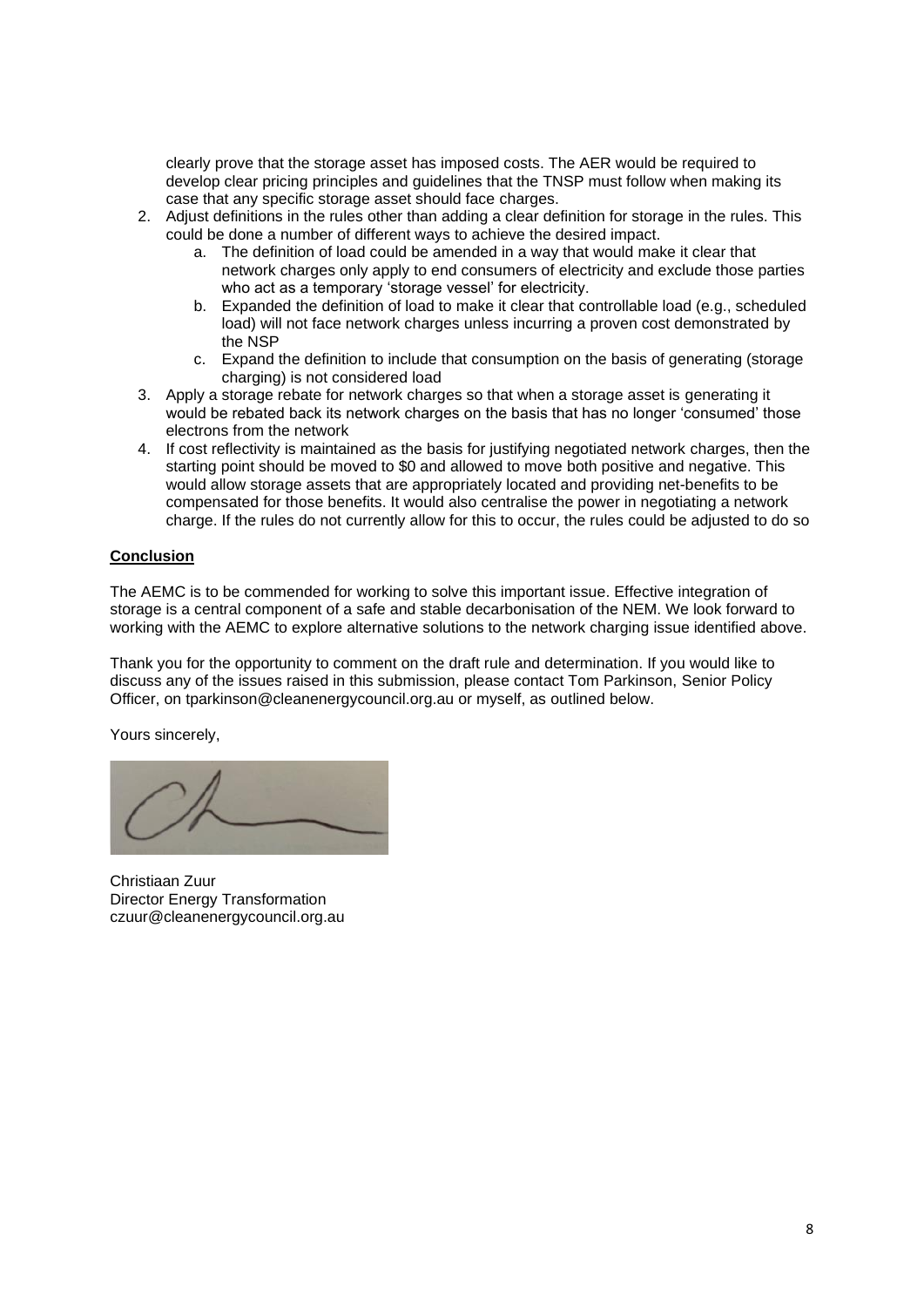clearly prove that the storage asset has imposed costs. The AER would be required to develop clear pricing principles and guidelines that the TNSP must follow when making its case that any specific storage asset should face charges.

2. Adjust definitions in the rules other than adding a clear definition for storage in the rules. This could be done a number of different ways to achieve the desired impact.
   a. The definition of load could be amended in a way that would make it clear that network charges only apply to end consumers of electricity and exclude those parties who act as a temporary 'storage vessel' for electricity.
   b. Expanded the definition of load to make it clear that controllable load (e.g., scheduled load) will not face network charges unless incurring a proven cost demonstrated by the NSP
   c. Expand the definition to include that consumption on the basis of generating (storage charging) is not considered load
3. Apply a storage rebate for network charges so that when a storage asset is generating it would be rebated back its network charges on the basis that has no longer 'consumed' those electrons from the network
4. If cost reflectivity is maintained as the basis for justifying negotiated network charges, then the starting point should be moved to $0 and allowed to move both positive and negative. This would allow storage assets that are appropriately located and providing net-benefits to be compensated for those benefits. It would also centralise the power in negotiating a network charge. If the rules do not currently allow for this to occur, the rules could be adjusted to do so

**Conclusion**

The AEMC is to be commended for working to solve this important issue. Effective integration of storage is a central component of a safe and stable decarbonisation of the NEM. We look forward to working with the AEMC to explore alternative solutions to the network charging issue identified above.

Thank you for the opportunity to comment on the draft rule and determination. If you would like to discuss any of the issues raised in this submission, please contact Tom Parkinson, Senior Policy Officer, on tparkinson@cleanenergycouncil.org.au or myself, as outlined below.

Yours sincerely,

Christiaan Zuur
Director Energy Transformation
czuur@cleanenergycouncil.org.au